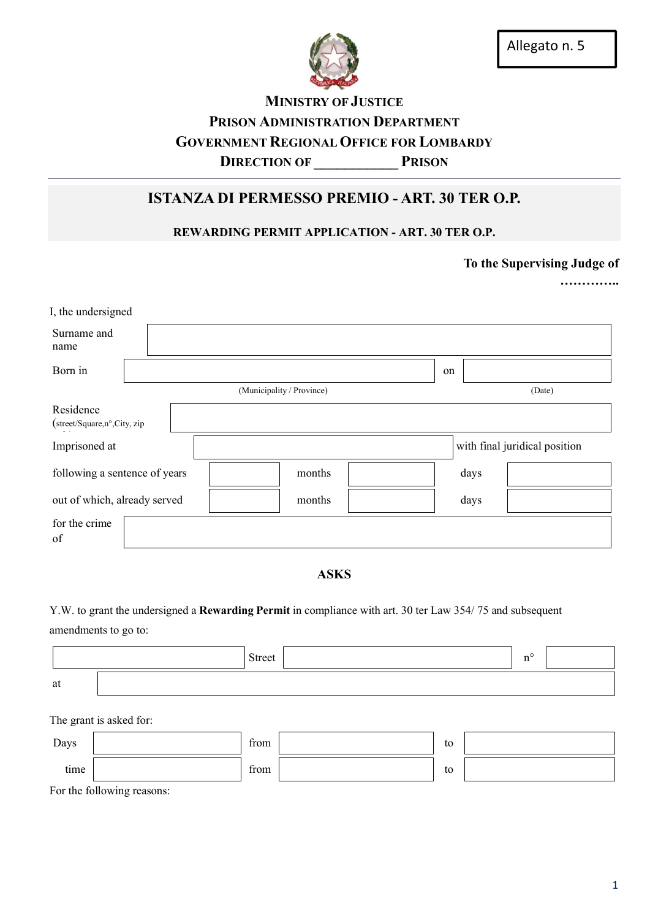Allegato n. 5

**MINISTRY OF JUSTICE**
**PRISON ADMINISTRATION DEPARTMENT**
**GOVERNMENT REGIONAL OFFICE FOR LOMBARDY**
**DIRECTION OF ___________ PRISON**

## ISTANZA DI PERMESSO PREMIO - ART. 30 TER O.P.

### REWARDING PERMIT APPLICATION - ART. 30 TER O.P.

**To the Supervising Judge of …………..**

I, the undersigned

| | | | | | |
|---|---|---|---|---|---|
| Surname and name | | | | | |
| Born in | | on | | | |
| | (Municipality / Province) | | (Date) | | |
| Residence (street/Square,n°,City, zip | | | | | |
| Imprisoned at | | with final juridical position | | | |
| following a sentence of years | | months | | days | |
| out of which, already served | | months | | days | |
| for the crime of | | | | | |

**ASKS**

Y.W. to grant the undersigned a **Rewarding Permit** in compliance with art. 30 ter Law 354/ 75 and subsequent amendments to go to:

| | | | | |
|---|---|---|---|---|
| | Street | | n° | |
| at | | | | |

The grant is asked for:

| | | | | |
|---|---|---|---|---|
| Days | | from | | to |
| time | | from | | to |

For the following reasons: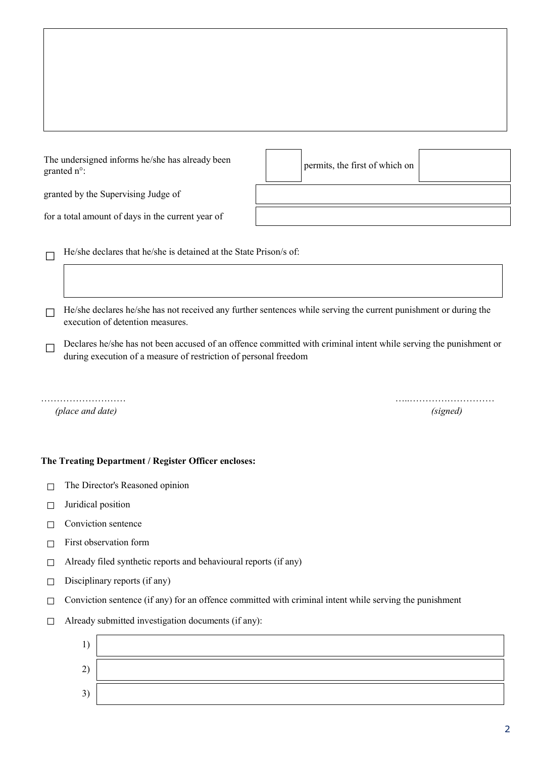The undersigned informs he/she has already been granted n°: [ ] permits, the first of which on [ ]

granted by the Supervising Judge of [ ]

for a total amount of days in the current year of [ ]

☐ He/she declares that he/she is detained at the State Prison/s of:

[ ]

☐ He/she declares he/she has not received any further sentences while serving the current punishment or during the execution of detention measures.

☐ Declares he/she has not been accused of an offence committed with criminal intent while serving the punishment or during execution of a measure of restriction of personal freedom

………………………  
*(place and date)*

…..………………………  
*(signed)*

**The Treating Department / Register Officer encloses:**

☐ The Director's Reasoned opinion

☐ Juridical position

☐ Conviction sentence

☐ First observation form

☐ Already filed synthetic reports and behavioural reports (if any)

☐ Disciplinary reports (if any)

☐ Conviction sentence (if any) for an offence committed with criminal intent while serving the punishment

☐ Already submitted investigation documents (if any):

1) [ ]

2) [ ]

3) [ ]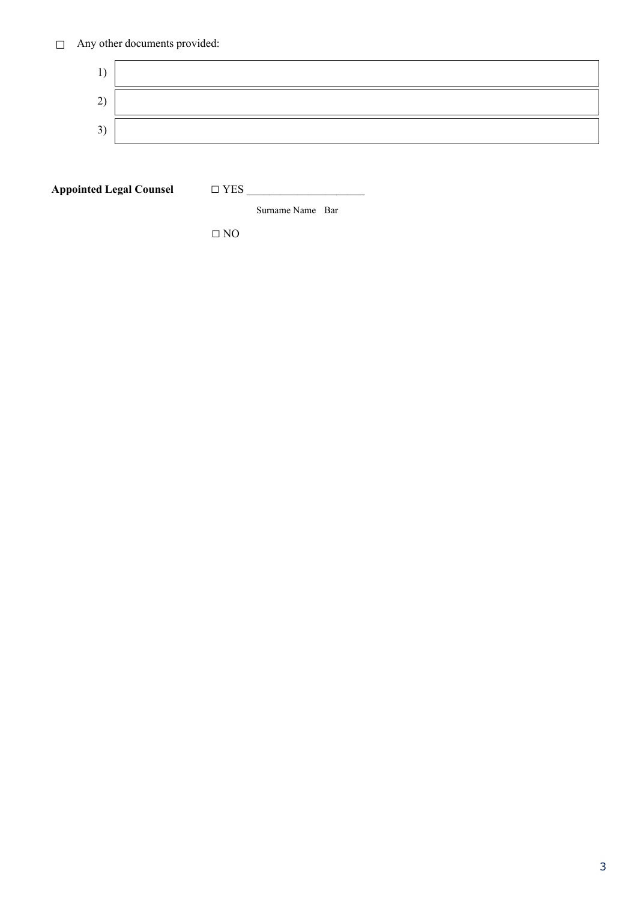☐ Any other documents provided:

| | |
|---|---|
| 1) | |
| 2) | |
| 3) | |

**Appointed Legal Counsel** ☐ YES ______________________

Surname Name Bar

☐ NO